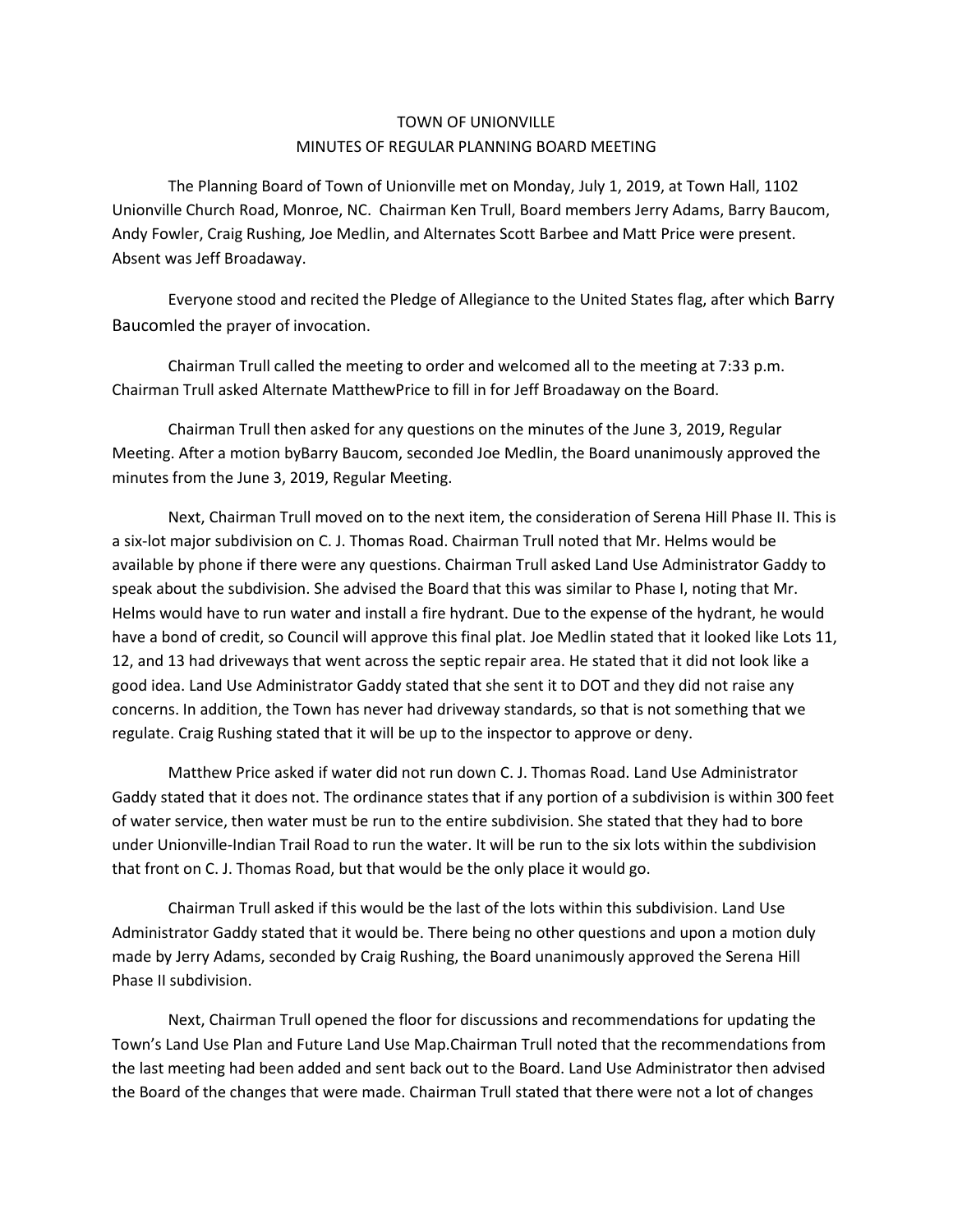TOWN OF UNIONVILLE
MINUTES OF REGULAR PLANNING BOARD MEETING

The Planning Board of Town of Unionville met on Monday, July 1, 2019, at Town Hall, 1102 Unionville Church Road, Monroe, NC. Chairman Ken Trull, Board members Jerry Adams, Barry Baucom, Andy Fowler, Craig Rushing, Joe Medlin, and Alternates Scott Barbee and Matt Price were present. Absent was Jeff Broadaway.

Everyone stood and recited the Pledge of Allegiance to the United States flag, after which Barry Baucomled the prayer of invocation.

Chairman Trull called the meeting to order and welcomed all to the meeting at 7:33 p.m. Chairman Trull asked Alternate MatthewPrice to fill in for Jeff Broadaway on the Board.

Chairman Trull then asked for any questions on the minutes of the June 3, 2019, Regular Meeting. After a motion byBarry Baucom, seconded Joe Medlin, the Board unanimously approved the minutes from the June 3, 2019, Regular Meeting.

Next, Chairman Trull moved on to the next item, the consideration of Serena Hill Phase II. This is a six-lot major subdivision on C. J. Thomas Road. Chairman Trull noted that Mr. Helms would be available by phone if there were any questions. Chairman Trull asked Land Use Administrator Gaddy to speak about the subdivision. She advised the Board that this was similar to Phase I, noting that Mr. Helms would have to run water and install a fire hydrant. Due to the expense of the hydrant, he would have a bond of credit, so Council will approve this final plat. Joe Medlin stated that it looked like Lots 11, 12, and 13 had driveways that went across the septic repair area. He stated that it did not look like a good idea. Land Use Administrator Gaddy stated that she sent it to DOT and they did not raise any concerns. In addition, the Town has never had driveway standards, so that is not something that we regulate. Craig Rushing stated that it will be up to the inspector to approve or deny.

Matthew Price asked if water did not run down C. J. Thomas Road. Land Use Administrator Gaddy stated that it does not. The ordinance states that if any portion of a subdivision is within 300 feet of water service, then water must be run to the entire subdivision. She stated that they had to bore under Unionville-Indian Trail Road to run the water. It will be run to the six lots within the subdivision that front on C. J. Thomas Road, but that would be the only place it would go.

Chairman Trull asked if this would be the last of the lots within this subdivision. Land Use Administrator Gaddy stated that it would be. There being no other questions and upon a motion duly made by Jerry Adams, seconded by Craig Rushing, the Board unanimously approved the Serena Hill Phase II subdivision.

Next, Chairman Trull opened the floor for discussions and recommendations for updating the Town's Land Use Plan and Future Land Use Map.Chairman Trull noted that the recommendations from the last meeting had been added and sent back out to the Board. Land Use Administrator then advised the Board of the changes that were made. Chairman Trull stated that there were not a lot of changes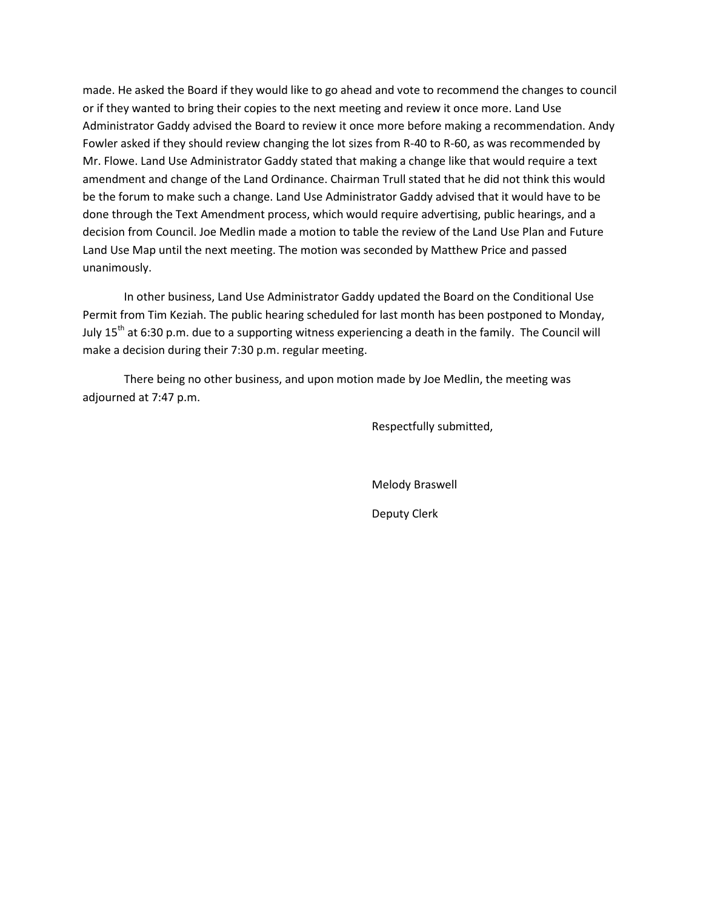made. He asked the Board if they would like to go ahead and vote to recommend the changes to council or if they wanted to bring their copies to the next meeting and review it once more. Land Use Administrator Gaddy advised the Board to review it once more before making a recommendation. Andy Fowler asked if they should review changing the lot sizes from R-40 to R-60, as was recommended by Mr. Flowe. Land Use Administrator Gaddy stated that making a change like that would require a text amendment and change of the Land Ordinance. Chairman Trull stated that he did not think this would be the forum to make such a change. Land Use Administrator Gaddy advised that it would have to be done through the Text Amendment process, which would require advertising, public hearings, and a decision from Council. Joe Medlin made a motion to table the review of the Land Use Plan and Future Land Use Map until the next meeting. The motion was seconded by Matthew Price and passed unanimously.

In other business, Land Use Administrator Gaddy updated the Board on the Conditional Use Permit from Tim Keziah. The public hearing scheduled for last month has been postponed to Monday, July 15th at 6:30 p.m. due to a supporting witness experiencing a death in the family. The Council will make a decision during their 7:30 p.m. regular meeting.

There being no other business, and upon motion made by Joe Medlin, the meeting was adjourned at 7:47 p.m.

Respectfully submitted,

Melody Braswell

Deputy Clerk